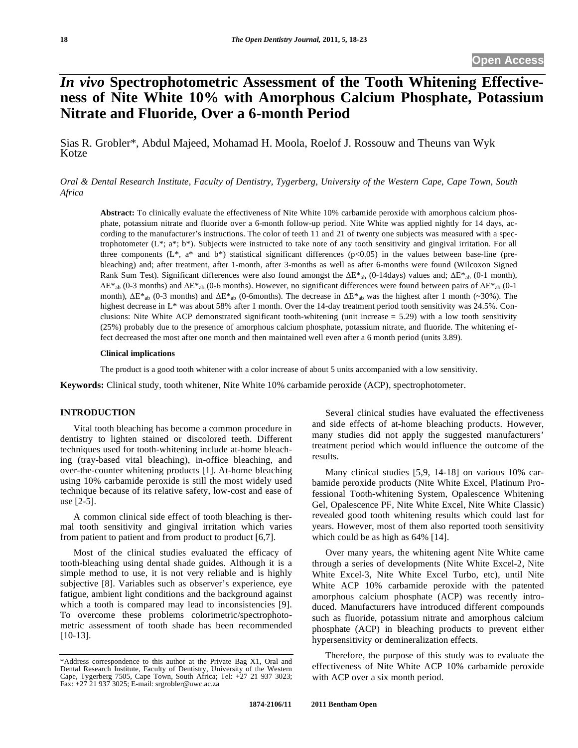Open Access

# *In vivo* Spectrophotometric Assessment of the Tooth Whitening Effectiveness of Nite White 10% with Amorphous Calcium Phosphate, Potassium Nitrate and Fluoride, Over a 6-month Period

Sias R. Grobler*, Abdul Majeed, Mohamad H. Moola, Roelof J. Rossouw and Theuns van Wyk Kotze

*Oral & Dental Research Institute, Faculty of Dentistry, Tygerberg, University of the Western Cape, Cape Town, South Africa*

**Abstract:** To clinically evaluate the effectiveness of Nite White 10% carbamide peroxide with amorphous calcium phosphate, potassium nitrate and fluoride over a 6-month follow-up period. Nite White was applied nightly for 14 days, according to the manufacturer's instructions. The color of teeth 11 and 21 of twenty one subjects was measured with a spectrophotometer (L*; a*; b*). Subjects were instructed to take note of any tooth sensitivity and gingival irritation. For all three components (L*, a* and b*) statistical significant differences ($p<0.05$) in the values between base-line (pre-bleaching) and; after treatment, after 1-month, after 3-months as well as after 6-months were found (Wilcoxon Signed Rank Sum Test). Significant differences were also found amongst the $\Delta E^*_{ab}$ (0-14days) values and; $\Delta E^*_{ab}$ (0-1 month), $\Delta E^*_{ab}$ (0-3 months) and $\Delta E^*_{ab}$ (0-6 months). However, no significant differences were found between pairs of $\Delta E^*_{ab}$ (0-1 month), $\Delta E^*_{ab}$ (0-3 months) and $\Delta E^*_{ab}$ (0-6months). The decrease in $\Delta E^*_{ab}$ was the highest after 1 month (~30%). The highest decrease in L* was about 58% after 1 month. Over the 14-day treatment period tooth sensitivity was 24.5%. Conclusions: Nite White ACP demonstrated significant tooth-whitening (unit increase = 5.29) with a low tooth sensitivity (25%) probably due to the presence of amorphous calcium phosphate, potassium nitrate, and fluoride. The whitening effect decreased the most after one month and then maintained well even after a 6 month period (units 3.89).

**Clinical implications**

The product is a good tooth whitener with a color increase of about 5 units accompanied with a low sensitivity.

**Keywords:** Clinical study, tooth whitener, Nite White 10% carbamide peroxide (ACP), spectrophotometer.

## INTRODUCTION

Vital tooth bleaching has become a common procedure in dentistry to lighten stained or discolored teeth. Different techniques used for tooth-whitening include at-home bleaching (tray-based vital bleaching), in-office bleaching, and over-the-counter whitening products [1]. At-home bleaching using 10% carbamide peroxide is still the most widely used technique because of its relative safety, low-cost and ease of use [2-5].

A common clinical side effect of tooth bleaching is thermal tooth sensitivity and gingival irritation which varies from patient to patient and from product to product [6,7].

Most of the clinical studies evaluated the efficacy of tooth-bleaching using dental shade guides. Although it is a simple method to use, it is not very reliable and is highly subjective [8]. Variables such as observer's experience, eye fatigue, ambient light conditions and the background against which a tooth is compared may lead to inconsistencies [9]. To overcome these problems colorimetric/spectrophotometric assessment of tooth shade has been recommended [10-13].

Several clinical studies have evaluated the effectiveness and side effects of at-home bleaching products. However, many studies did not apply the suggested manufacturers' treatment period which would influence the outcome of the results.

Many clinical studies [5,9, 14-18] on various 10% carbamide peroxide products (Nite White Excel, Platinum Professional Tooth-whitening System, Opalescence Whitening Gel, Opalescence PF, Nite White Excel, Nite White Classic) revealed good tooth whitening results which could last for years. However, most of them also reported tooth sensitivity which could be as high as 64% [14].

Over many years, the whitening agent Nite White came through a series of developments (Nite White Excel-2, Nite White Excel-3, Nite White Excel Turbo, etc), until Nite White ACP 10% carbamide peroxide with the patented amorphous calcium phosphate (ACP) was recently introduced. Manufacturers have introduced different compounds such as fluoride, potassium nitrate and amorphous calcium phosphate (ACP) in bleaching products to prevent either hypersensitivity or demineralization effects.

Therefore, the purpose of this study was to evaluate the effectiveness of Nite White ACP 10% carbamide peroxide with ACP over a six month period.

*Address correspondence to this author at the Private Bag X1, Oral and Dental Research Institute, Faculty of Dentistry, University of the Western Cape, Tygerberg 7505, Cape Town, South Africa; Tel: +27 21 937 3023; Fax: +27 21 937 3025; E-mail: srgrobler@uwc.ac.za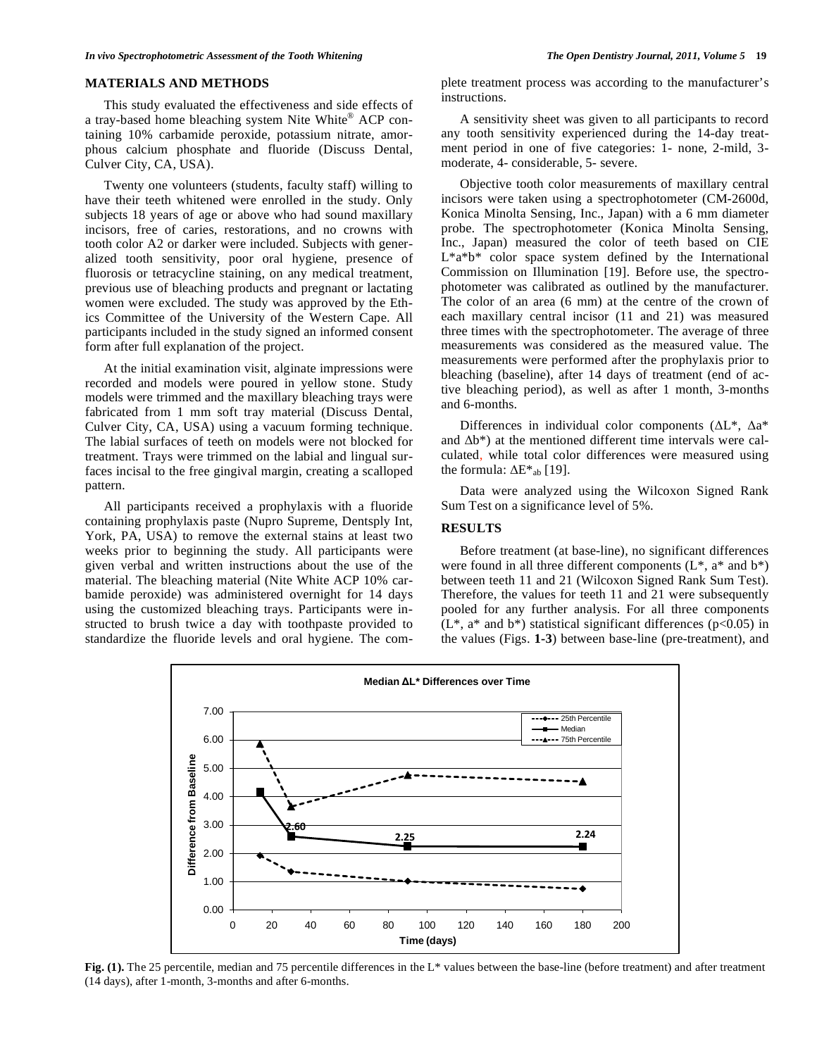## MATERIALS AND METHODS

This study evaluated the effectiveness and side effects of a tray-based home bleaching system Nite White® ACP containing 10% carbamide peroxide, potassium nitrate, amorphous calcium phosphate and fluoride (Discuss Dental, Culver City, CA, USA).

Twenty one volunteers (students, faculty staff) willing to have their teeth whitened were enrolled in the study. Only subjects 18 years of age or above who had sound maxillary incisors, free of caries, restorations, and no crowns with tooth color A2 or darker were included. Subjects with generalized tooth sensitivity, poor oral hygiene, presence of fluorosis or tetracycline staining, on any medical treatment, previous use of bleaching products and pregnant or lactating women were excluded. The study was approved by the Ethics Committee of the University of the Western Cape. All participants included in the study signed an informed consent form after full explanation of the project.

At the initial examination visit, alginate impressions were recorded and models were poured in yellow stone. Study models were trimmed and the maxillary bleaching trays were fabricated from 1 mm soft tray material (Discuss Dental, Culver City, CA, USA) using a vacuum forming technique. The labial surfaces of teeth on models were not blocked for treatment. Trays were trimmed on the labial and lingual surfaces incisal to the free gingival margin, creating a scalloped pattern.

All participants received a prophylaxis with a fluoride containing prophylaxis paste (Nupro Supreme, Dentsply Int, York, PA, USA) to remove the external stains at least two weeks prior to beginning the study. All participants were given verbal and written instructions about the use of the material. The bleaching material (Nite White ACP 10% carbamide peroxide) was administered overnight for 14 days using the customized bleaching trays. Participants were instructed to brush twice a day with toothpaste provided to standardize the fluoride levels and oral hygiene. The complete treatment process was according to the manufacturer's instructions.

A sensitivity sheet was given to all participants to record any tooth sensitivity experienced during the 14-day treatment period in one of five categories: 1- none, 2-mild, 3-moderate, 4- considerable, 5- severe.

Objective tooth color measurements of maxillary central incisors were taken using a spectrophotometer (CM-2600d, Konica Minolta Sensing, Inc., Japan) with a 6 mm diameter probe. The spectrophotometer (Konica Minolta Sensing, Inc., Japan) measured the color of teeth based on CIE L*a*b* color space system defined by the International Commission on Illumination [19]. Before use, the spectrophotometer was calibrated as outlined by the manufacturer. The color of an area (6 mm) at the centre of the crown of each maxillary central incisor (11 and 21) was measured three times with the spectrophotometer. The average of three measurements was considered as the measured value. The measurements were performed after the prophylaxis prior to bleaching (baseline), after 14 days of treatment (end of active bleaching period), as well as after 1 month, 3-months and 6-months.

Differences in individual color components ($\Delta L^*$, $\Delta a^*$ and $\Delta b^*$) at the mentioned different time intervals were calculated, while total color differences were measured using the formula: $\Delta E^*_{ab}$ [19].

Data were analyzed using the Wilcoxon Signed Rank Sum Test on a significance level of 5%.

## RESULTS

Before treatment (at base-line), no significant differences were found in all three different components (L*, a* and b*) between teeth 11 and 21 (Wilcoxon Signed Rank Sum Test). Therefore, the values for teeth 11 and 21 were subsequently pooled for any further analysis. For all three components (L*, a* and b*) statistical significant differences ($p<0.05$) in the values (Figs. **1-3**) between base-line (pre-treatment), and

**Fig. (1).** The 25 percentile, median and 75 percentile differences in the L* values between the base-line (before treatment) and after treatment (14 days), after 1-month, 3-months and after 6-months.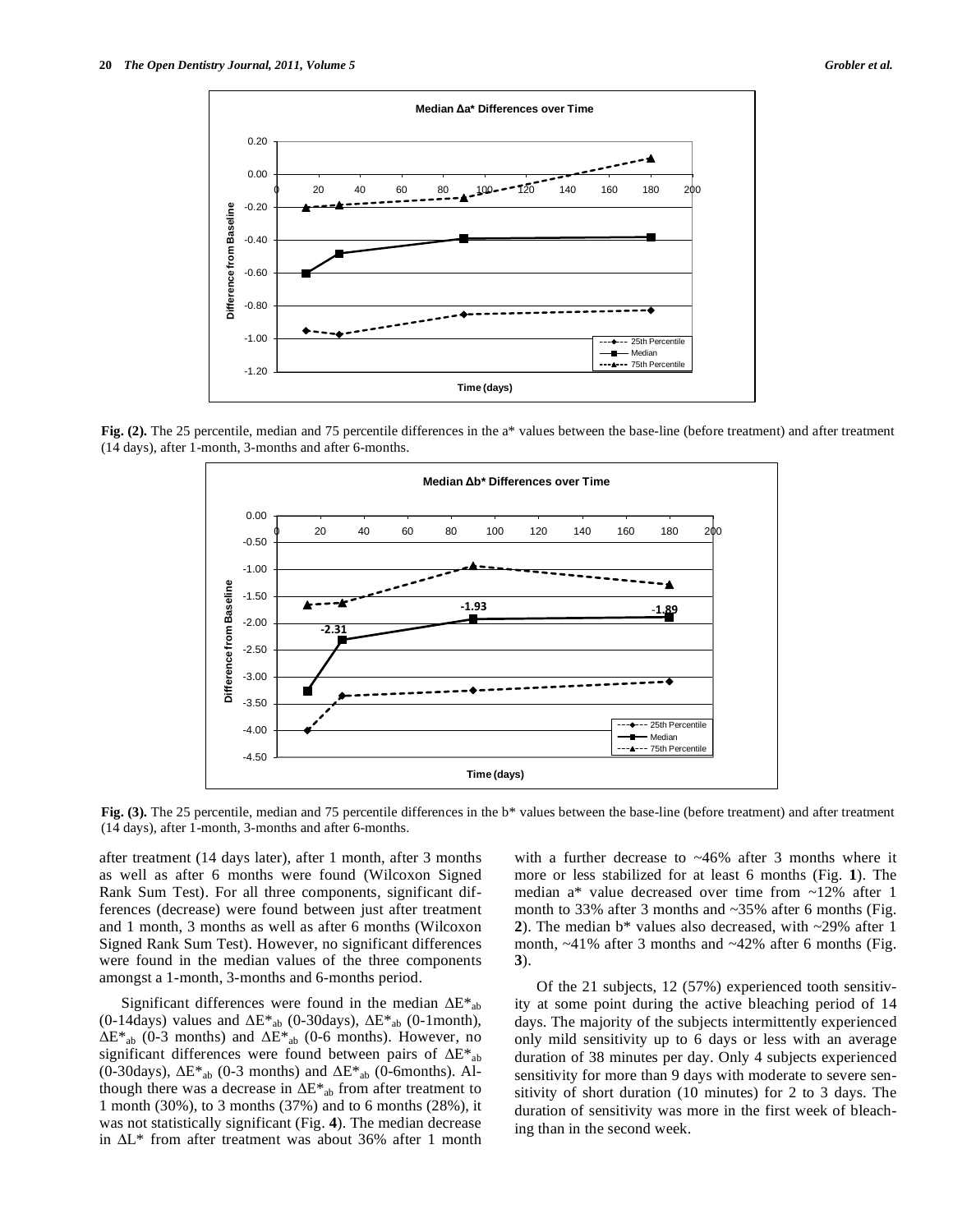**Fig. (2).** The 25 percentile, median and 75 percentile differences in the a* values between the base-line (before treatment) and after treatment (14 days), after 1-month, 3-months and after 6-months.

**Fig. (3).** The 25 percentile, median and 75 percentile differences in the b* values between the base-line (before treatment) and after treatment (14 days), after 1-month, 3-months and after 6-months.

after treatment (14 days later), after 1 month, after 3 months as well as after 6 months were found (Wilcoxon Signed Rank Sum Test). For all three components, significant differences (decrease) were found between just after treatment and 1 month, 3 months as well as after 6 months (Wilcoxon Signed Rank Sum Test). However, no significant differences were found in the median values of the three components amongst a 1-month, 3-months and 6-months period.

Significant differences were found in the median $\Delta E^*_{ab}$ (0-14days) values and $\Delta E^*_{ab}$ (0-30days), $\Delta E^*_{ab}$ (0-1month), $\Delta E^*_{ab}$ (0-3 months) and $\Delta E^*_{ab}$ (0-6 months). However, no significant differences were found between pairs of $\Delta E^*_{ab}$ (0-30days), $\Delta E^*_{ab}$ (0-3 months) and $\Delta E^*_{ab}$ (0-6months). Although there was a decrease in $\Delta E^*_{ab}$ from after treatment to 1 month (30%), to 3 months (37%) and to 6 months (28%), it was not statistically significant (Fig. **4**). The median decrease in $\Delta L^*$ from after treatment was about 36% after 1 month with a further decrease to ~46% after 3 months where it more or less stabilized for at least 6 months (Fig. **1**). The median a* value decreased over time from ~12% after 1 month to 33% after 3 months and ~35% after 6 months (Fig. **2**). The median b* values also decreased, with ~29% after 1 month, ~41% after 3 months and ~42% after 6 months (Fig. **3**).

Of the 21 subjects, 12 (57%) experienced tooth sensitivity at some point during the active bleaching period of 14 days. The majority of the subjects intermittently experienced only mild sensitivity up to 6 days or less with an average duration of 38 minutes per day. Only 4 subjects experienced sensitivity for more than 9 days with moderate to severe sensitivity of short duration (10 minutes) for 2 to 3 days. The duration of sensitivity was more in the first week of bleaching than in the second week.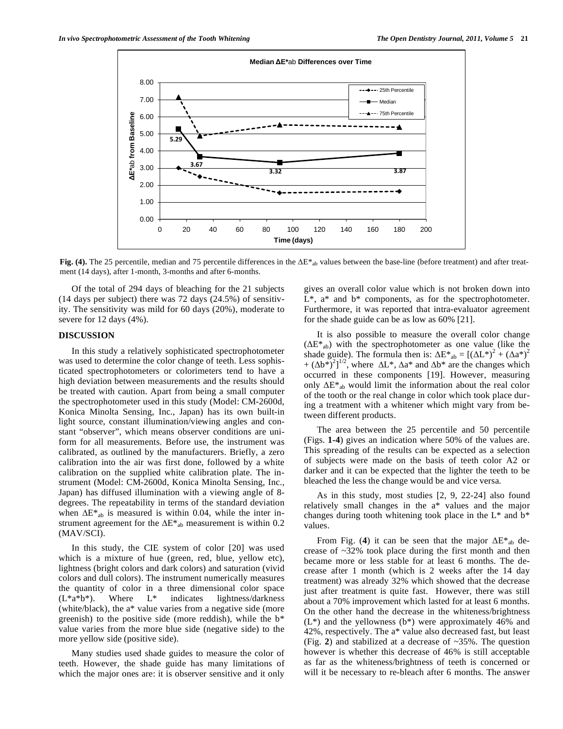**Fig. (4).** The 25 percentile, median and 75 percentile differences in the $\Delta E^*_{ab}$ values between the base-line (before treatment) and after treatment (14 days), after 1-month, 3-months and after 6-months.

Of the total of 294 days of bleaching for the 21 subjects (14 days per subject) there was 72 days (24.5%) of sensitivity. The sensitivity was mild for 60 days (20%), moderate to severe for 12 days (4%).

## DISCUSSION

In this study a relatively sophisticated spectrophotometer was used to determine the color change of teeth. Less sophisticated spectrophotometers or colorimeters tend to have a high deviation between measurements and the results should be treated with caution. Apart from being a small computer the spectrophotometer used in this study (Model: CM-2600d, Konica Minolta Sensing, Inc., Japan) has its own built-in light source, constant illumination/viewing angles and constant "observer", which means observer conditions are uniform for all measurements. Before use, the instrument was calibrated, as outlined by the manufacturers. Briefly, a zero calibration into the air was first done, followed by a white calibration on the supplied white calibration plate. The instrument (Model: CM-2600d, Konica Minolta Sensing, Inc., Japan) has diffused illumination with a viewing angle of 8-degrees. The repeatability in terms of the standard deviation when $\Delta E^*_{ab}$ is measured is within 0.04, while the inter instrument agreement for the $\Delta E^*_{ab}$ measurement is within 0.2 (MAV/SCI).

In this study, the CIE system of color [20] was used which is a mixture of hue (green, red, blue, yellow etc), lightness (bright colors and dark colors) and saturation (vivid colors and dull colors). The instrument numerically measures the quantity of color in a three dimensional color space (L*a*b*). Where L* indicates lightness/darkness (white/black), the a* value varies from a negative side (more greenish) to the positive side (more reddish), while the b* value varies from the more blue side (negative side) to the more yellow side (positive side).

Many studies used shade guides to measure the color of teeth. However, the shade guide has many limitations of which the major ones are: it is observer sensitive and it only gives an overall color value which is not broken down into L*, a* and b* components, as for the spectrophotometer. Furthermore, it was reported that intra-evaluator agreement for the shade guide can be as low as 60% [21].

It is also possible to measure the overall color change ($\Delta E^*_{ab}$) with the spectrophotometer as one value (like the shade guide). The formula then is: $\Delta E^*_{ab} = [(\Delta L^*)^2 + (\Delta a^*)^2 + (\Delta b^*)^2]^{1/2}$, where $\Delta L^*$, $\Delta a^*$ and $\Delta b^*$ are the changes which occurred in these components [19]. However, measuring only $\Delta E^*_{ab}$ would limit the information about the real color of the tooth or the real change in color which took place during a treatment with a whitener which might vary from between different products.

The area between the 25 percentile and 50 percentile (Figs. **1-4**) gives an indication where 50% of the values are. This spreading of the results can be expected as a selection of subjects were made on the basis of teeth color A2 or darker and it can be expected that the lighter the teeth to be bleached the less the change would be and vice versa.

As in this study, most studies [2, 9, 22-24] also found relatively small changes in the a* values and the major changes during tooth whitening took place in the L* and b* values.

From Fig. (**4**) it can be seen that the major $\Delta E^*_{ab}$ decrease of ~32% took place during the first month and then became more or less stable for at least 6 months. The decrease after 1 month (which is 2 weeks after the 14 day treatment) was already 32% which showed that the decrease just after treatment is quite fast. However, there was still about a 70% improvement which lasted for at least 6 months. On the other hand the decrease in the whiteness/brightness (L*) and the yellowness (b*) were approximately 46% and 42%, respectively. The a* value also decreased fast, but least (Fig. **2**) and stabilized at a decrease of ~35%. The question however is whether this decrease of 46% is still acceptable as far as the whiteness/brightness of teeth is concerned or will it be necessary to re-bleach after 6 months. The answer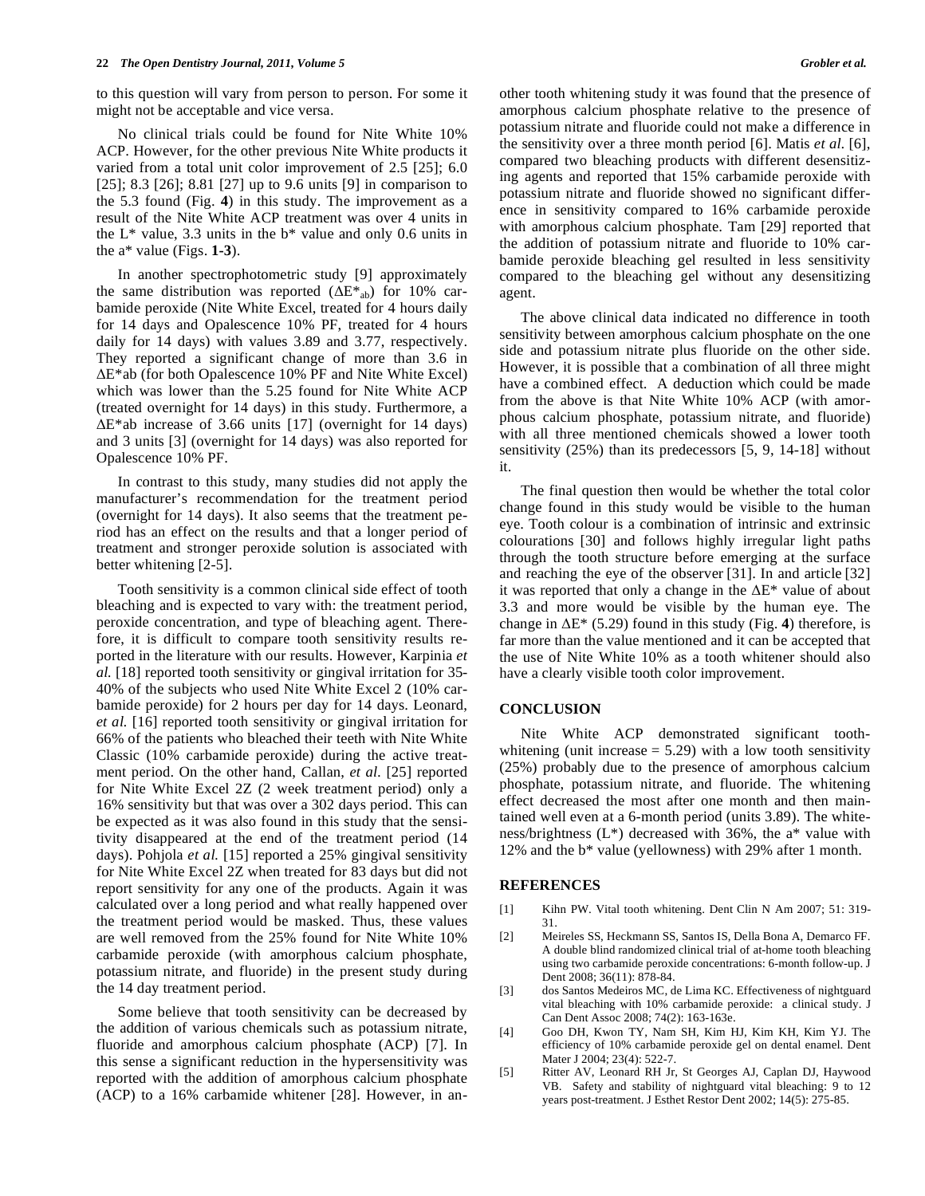to this question will vary from person to person. For some it might not be acceptable and vice versa.

No clinical trials could be found for Nite White 10% ACP. However, for the other previous Nite White products it varied from a total unit color improvement of 2.5 [25]; 6.0 [25]; 8.3 [26]; 8.81 [27] up to 9.6 units [9] in comparison to the 5.3 found (Fig. **4**) in this study. The improvement as a result of the Nite White ACP treatment was over 4 units in the L* value, 3.3 units in the b* value and only 0.6 units in the a* value (Figs. **1-3**).

In another spectrophotometric study [9] approximately the same distribution was reported ($\Delta E^*_{ab}$) for 10% carbamide peroxide (Nite White Excel, treated for 4 hours daily for 14 days and Opalescence 10% PF, treated for 4 hours daily for 14 days) with values 3.89 and 3.77, respectively. They reported a significant change of more than 3.6 in $\Delta E^*ab$ (for both Opalescence 10% PF and Nite White Excel) which was lower than the 5.25 found for Nite White ACP (treated overnight for 14 days) in this study. Furthermore, a $\Delta E^*ab$ increase of 3.66 units [17] (overnight for 14 days) and 3 units [3] (overnight for 14 days) was also reported for Opalescence 10% PF.

In contrast to this study, many studies did not apply the manufacturer's recommendation for the treatment period (overnight for 14 days). It also seems that the treatment period has an effect on the results and that a longer period of treatment and stronger peroxide solution is associated with better whitening [2-5].

Tooth sensitivity is a common clinical side effect of tooth bleaching and is expected to vary with: the treatment period, peroxide concentration, and type of bleaching agent. Therefore, it is difficult to compare tooth sensitivity results reported in the literature with our results. However, Karpinia *et al.* [18] reported tooth sensitivity or gingival irritation for 35-40% of the subjects who used Nite White Excel 2 (10% carbamide peroxide) for 2 hours per day for 14 days. Leonard, *et al.* [16] reported tooth sensitivity or gingival irritation for 66% of the patients who bleached their teeth with Nite White Classic (10% carbamide peroxide) during the active treatment period. On the other hand, Callan, *et al.* [25] reported for Nite White Excel 2Z (2 week treatment period) only a 16% sensitivity but that was over a 302 days period. This can be expected as it was also found in this study that the sensitivity disappeared at the end of the treatment period (14 days). Pohjola *et al.* [15] reported a 25% gingival sensitivity for Nite White Excel 2Z when treated for 83 days but did not report sensitivity for any one of the products. Again it was calculated over a long period and what really happened over the treatment period would be masked. Thus, these values are well removed from the 25% found for Nite White 10% carbamide peroxide (with amorphous calcium phosphate, potassium nitrate, and fluoride) in the present study during the 14 day treatment period.

Some believe that tooth sensitivity can be decreased by the addition of various chemicals such as potassium nitrate, fluoride and amorphous calcium phosphate (ACP) [7]. In this sense a significant reduction in the hypersensitivity was reported with the addition of amorphous calcium phosphate (ACP) to a 16% carbamide whitener [28]. However, in another tooth whitening study it was found that the presence of amorphous calcium phosphate relative to the presence of potassium nitrate and fluoride could not make a difference in the sensitivity over a three month period [6]. Matis *et al.* [6], compared two bleaching products with different desensitizing agents and reported that 15% carbamide peroxide with potassium nitrate and fluoride showed no significant difference in sensitivity compared to 16% carbamide peroxide with amorphous calcium phosphate. Tam [29] reported that the addition of potassium nitrate and fluoride to 10% carbamide peroxide bleaching gel resulted in less sensitivity compared to the bleaching gel without any desensitizing agent.

The above clinical data indicated no difference in tooth sensitivity between amorphous calcium phosphate on the one side and potassium nitrate plus fluoride on the other side. However, it is possible that a combination of all three might have a combined effect. A deduction which could be made from the above is that Nite White 10% ACP (with amorphous calcium phosphate, potassium nitrate, and fluoride) with all three mentioned chemicals showed a lower tooth sensitivity (25%) than its predecessors [5, 9, 14-18] without it.

The final question then would be whether the total color change found in this study would be visible to the human eye. Tooth colour is a combination of intrinsic and extrinsic colourations [30] and follows highly irregular light paths through the tooth structure before emerging at the surface and reaching the eye of the observer [31]. In and article [32] it was reported that only a change in the $\Delta E^*$ value of about 3.3 and more would be visible by the human eye. The change in $\Delta E^*$ (5.29) found in this study (Fig. **4**) therefore, is far more than the value mentioned and it can be accepted that the use of Nite White 10% as a tooth whitener should also have a clearly visible tooth color improvement.

## CONCLUSION

Nite White ACP demonstrated significant tooth-whitening (unit increase = 5.29) with a low tooth sensitivity (25%) probably due to the presence of amorphous calcium phosphate, potassium nitrate, and fluoride. The whitening effect decreased the most after one month and then maintained well even at a 6-month period (units 3.89). The whiteness/brightness (L*) decreased with 36%, the a* value with 12% and the b* value (yellowness) with 29% after 1 month.

## REFERENCES

[1] Kihn PW. Vital tooth whitening. Dent Clin N Am 2007; 51: 319-31.

[2] Meireles SS, Heckmann SS, Santos IS, Della Bona A, Demarco FF. A double blind randomized clinical trial of at-home tooth bleaching using two carbamide peroxide concentrations: 6-month follow-up. J Dent 2008; 36(11): 878-84.

[3] dos Santos Medeiros MC, de Lima KC. Effectiveness of nightguard vital bleaching with 10% carbamide peroxide: a clinical study. J Can Dent Assoc 2008; 74(2): 163-163e.

[4] Goo DH, Kwon TY, Nam SH, Kim HJ, Kim KH, Kim YJ. The efficiency of 10% carbamide peroxide gel on dental enamel. Dent Mater J 2004; 23(4): 522-7.

[5] Ritter AV, Leonard RH Jr, St Georges AJ, Caplan DJ, Haywood VB. Safety and stability of nightguard vital bleaching: 9 to 12 years post-treatment. J Esthet Restor Dent 2002; 14(5): 275-85.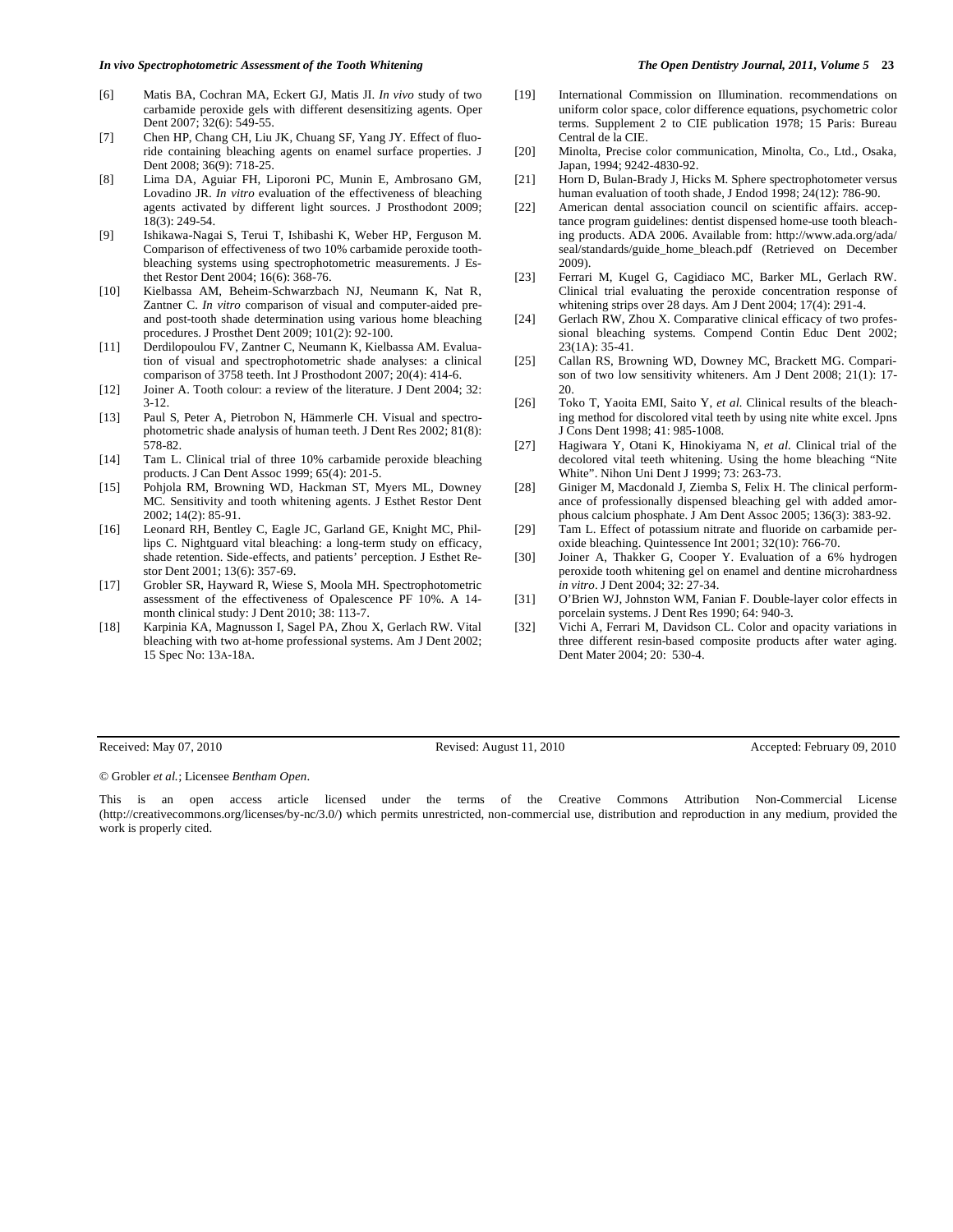[6] Matis BA, Cochran MA, Eckert GJ, Matis JI. *In vivo* study of two carbamide peroxide gels with different desensitizing agents. Oper Dent 2007; 32(6): 549-55.

[7] Chen HP, Chang CH, Liu JK, Chuang SF, Yang JY. Effect of fluoride containing bleaching agents on enamel surface properties. J Dent 2008; 36(9): 718-25.

[8] Lima DA, Aguiar FH, Liporoni PC, Munin E, Ambrosano GM, Lovadino JR. *In vitro* evaluation of the effectiveness of bleaching agents activated by different light sources. J Prosthodont 2009; 18(3): 249-54.

[9] Ishikawa-Nagai S, Terui T, Ishibashi K, Weber HP, Ferguson M. Comparison of effectiveness of two 10% carbamide peroxide tooth-bleaching systems using spectrophotometric measurements. J Esthet Restor Dent 2004; 16(6): 368-76.

[10] Kielbassa AM, Beheim-Schwarzbach NJ, Neumann K, Nat R, Zantner C. *In vitro* comparison of visual and computer-aided pre- and post-tooth shade determination using various home bleaching procedures. J Prosthet Dent 2009; 101(2): 92-100.

[11] Derdilopoulou FV, Zantner C, Neumann K, Kielbassa AM. Evaluation of visual and spectrophotometric shade analyses: a clinical comparison of 3758 teeth. Int J Prosthodont 2007; 20(4): 414-6.

[12] Joiner A. Tooth colour: a review of the literature. J Dent 2004; 32: 3-12.

[13] Paul S, Peter A, Pietrobon N, Hämmerle CH. Visual and spectrophotometric shade analysis of human teeth. J Dent Res 2002; 81(8): 578-82.

[14] Tam L. Clinical trial of three 10% carbamide peroxide bleaching products. J Can Dent Assoc 1999; 65(4): 201-5.

[15] Pohjola RM, Browning WD, Hackman ST, Myers ML, Downey MC. Sensitivity and tooth whitening agents. J Esthet Restor Dent 2002; 14(2): 85-91.

[16] Leonard RH, Bentley C, Eagle JC, Garland GE, Knight MC, Phillips C. Nightguard vital bleaching: a long-term study on efficacy, shade retention. Side-effects, and patients' perception. J Esthet Restor Dent 2001; 13(6): 357-69.

[17] Grobler SR, Hayward R, Wiese S, Moola MH. Spectrophotometric assessment of the effectiveness of Opalescence PF 10%. A 14-month clinical study: J Dent 2010; 38: 113-7.

[18] Karpinia KA, Magnusson I, Sagel PA, Zhou X, Gerlach RW. Vital bleaching with two at-home professional systems. Am J Dent 2002; 15 Spec No: 13A-18A.

[19] International Commission on Illumination. recommendations on uniform color space, color difference equations, psychometric color terms. Supplement 2 to CIE publication 1978; 15 Paris: Bureau Central de la CIE.

[20] Minolta, Precise color communication, Minolta, Co., Ltd., Osaka, Japan, 1994; 9242-4830-92.

[21] Horn D, Bulan-Brady J, Hicks M. Sphere spectrophotometer versus human evaluation of tooth shade, J Endod 1998; 24(12): 786-90.

[22] American dental association council on scientific affairs. acceptance program guidelines: dentist dispensed home-use tooth bleaching products. ADA 2006. Available from: http://www.ada.org/ada/seal/standards/guide_home_bleach.pdf (Retrieved on December 2009).

[23] Ferrari M, Kugel G, Cagidiaco MC, Barker ML, Gerlach RW. Clinical trial evaluating the peroxide concentration response of whitening strips over 28 days. Am J Dent 2004; 17(4): 291-4.

[24] Gerlach RW, Zhou X. Comparative clinical efficacy of two professional bleaching systems. Compend Contin Educ Dent 2002; 23(1A): 35-41.

[25] Callan RS, Browning WD, Downey MC, Brackett MG. Comparison of two low sensitivity whiteners. Am J Dent 2008; 21(1): 17-20.

[26] Toko T, Yaoita EMI, Saito Y, *et al.* Clinical results of the bleaching method for discolored vital teeth by using nite white excel. Jpns J Cons Dent 1998; 41: 985-1008.

[27] Hagiwara Y, Otani K, Hinokiyama N, *et al.* Clinical trial of the decolored vital teeth whitening. Using the home bleaching "Nite White". Nihon Uni Dent J 1999; 73: 263-73.

[28] Giniger M, Macdonald J, Ziemba S, Felix H. The clinical performance of professionally dispensed bleaching gel with added amorphous calcium phosphate. J Am Dent Assoc 2005; 136(3): 383-92.

[29] Tam L. Effect of potassium nitrate and fluoride on carbamide peroxide bleaching. Quintessence Int 2001; 32(10): 766-70.

[30] Joiner A, Thakker G, Cooper Y. Evaluation of a 6% hydrogen peroxide tooth whitening gel on enamel and dentine microhardness *in vitro*. J Dent 2004; 32: 27-34.

[31] O'Brien WJ, Johnston WM, Fanian F. Double-layer color effects in porcelain systems. J Dent Res 1990; 64: 940-3.

[32] Vichi A, Ferrari M, Davidson CL. Color and opacity variations in three different resin-based composite products after water aging. Dent Mater 2004; 20: 530-4.

---

Received: May 07, 2010 Revised: August 11, 2010 Accepted: February 09, 2010

© Grobler *et al.*; Licensee *Bentham Open*.

This is an open access article licensed under the terms of the Creative Commons Attribution Non-Commercial License (http://creativecommons.org/licenses/by-nc/3.0/) which permits unrestricted, non-commercial use, distribution and reproduction in any medium, provided the work is properly cited.